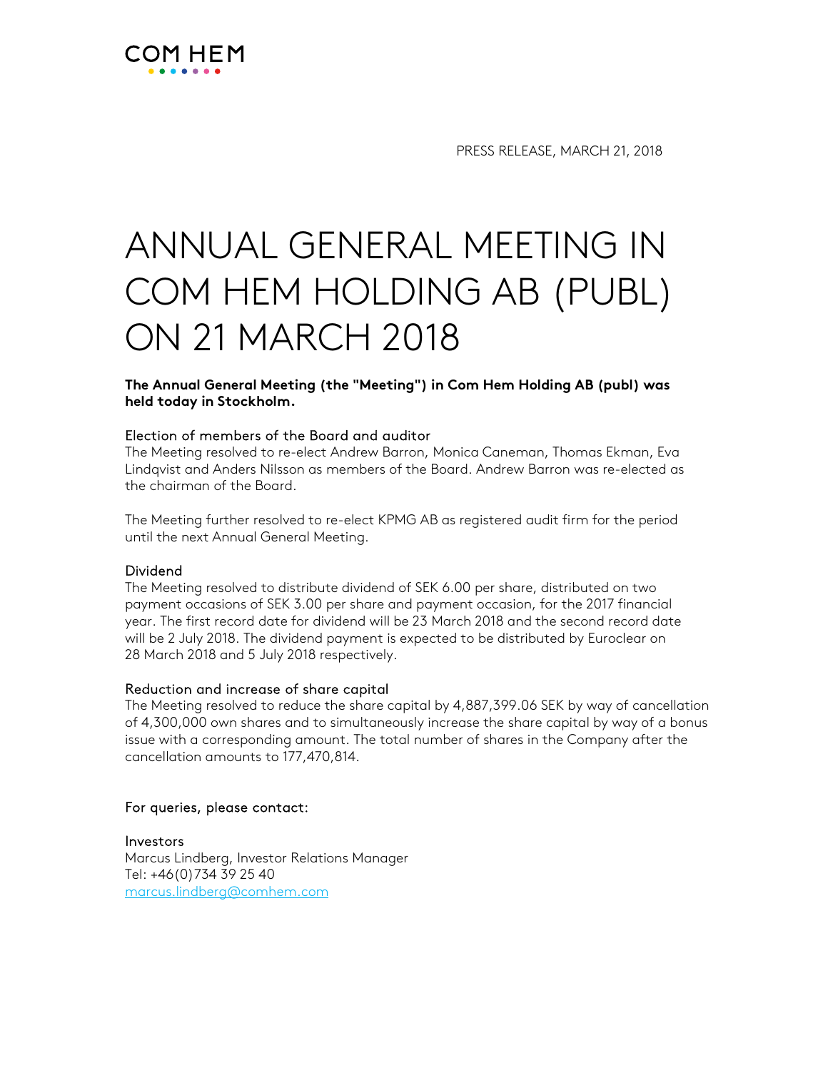COM HEM

PRESS RELEASE, MARCH 21, 2018

# ANNUAL GENERAL MEETING IN COM HEM HOLDING AB (PUBL) ON 21 MARCH 2018

**The Annual General Meeting (the "Meeting") in Com Hem Holding AB (publ) was held today in Stockholm.**

### Election of members of the Board and auditor

The Meeting resolved to re-elect Andrew Barron, Monica Caneman, Thomas Ekman, Eva Lindqvist and Anders Nilsson as members of the Board. Andrew Barron was re-elected as the chairman of the Board.

The Meeting further resolved to re-elect KPMG AB as registered audit firm for the period until the next Annual General Meeting.

### Dividend

The Meeting resolved to distribute dividend of SEK 6.00 per share, distributed on two payment occasions of SEK 3.00 per share and payment occasion, for the 2017 financial year. The first record date for dividend will be 23 March 2018 and the second record date will be 2 July 2018. The dividend payment is expected to be distributed by Euroclear on 28 March 2018 and 5 July 2018 respectively.

### Reduction and increase of share capital

The Meeting resolved to reduce the share capital by 4,887,399.06 SEK by way of cancellation of 4,300,000 own shares and to simultaneously increase the share capital by way of a bonus issue with a corresponding amount. The total number of shares in the Company after the cancellation amounts to 177,470,814.

For queries, please contact:

Investors
Marcus Lindberg, Investor Relations Manager
Tel: +46(0)734 39 25 40
marcus.lindberg@comhem.com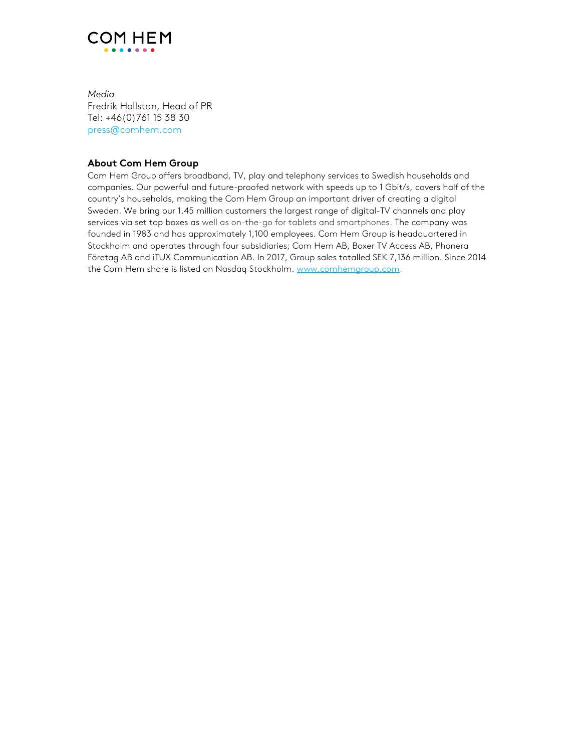*Media*
Fredrik Hallstan, Head of PR
Tel: +46(0)761 15 38 30
press@comhem.com

**About Com Hem Group**

Com Hem Group offers broadband, TV, play and telephony services to Swedish households and companies. Our powerful and future-proofed network with speeds up to 1 Gbit/s, covers half of the country's households, making the Com Hem Group an important driver of creating a digital Sweden. We bring our 1.45 million customers the largest range of digital-TV channels and play services via set top boxes as well as on-the-go for tablets and smartphones. The company was founded in 1983 and has approximately 1,100 employees. Com Hem Group is headquartered in Stockholm and operates through four subsidiaries; Com Hem AB, Boxer TV Access AB, Phonera Företag AB and iTUX Communication AB. In 2017, Group sales totalled SEK 7,136 million. Since 2014 the Com Hem share is listed on Nasdaq Stockholm. www.comhemgroup.com.